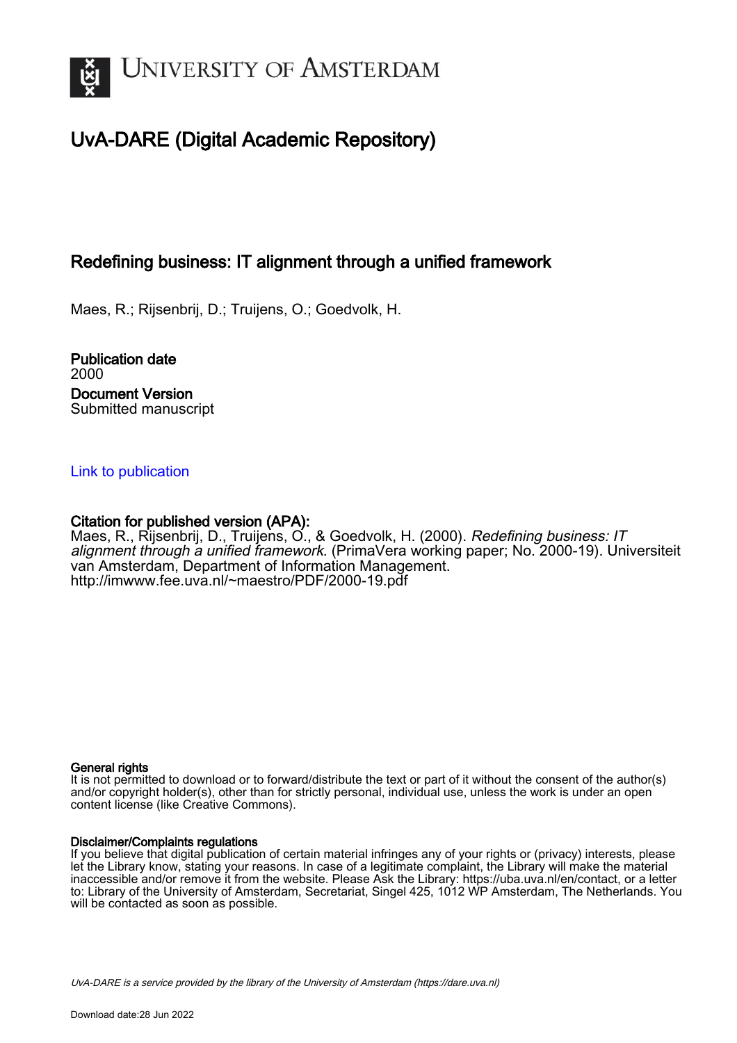UNIVERSITY OF AMSTERDAM

# UvA-DARE (Digital Academic Repository)

## Redefining business: IT alignment through a unified framework

Maes, R.; Rijsenbrij, D.; Truijens, O.; Goedvolk, H.

**Publication date**
2000

**Document Version**
Submitted manuscript

Link to publication

**Citation for published version (APA):**
Maes, R., Rijsenbrij, D., Truijens, O., & Goedvolk, H. (2000). *Redefining business: IT alignment through a unified framework*. (PrimaVera working paper; No. 2000-19). Universiteit van Amsterdam, Department of Information Management.
http://imwww.fee.uva.nl/~maestro/PDF/2000-19.pdf

**General rights**
It is not permitted to download or to forward/distribute the text or part of it without the consent of the author(s) and/or copyright holder(s), other than for strictly personal, individual use, unless the work is under an open content license (like Creative Commons).

**Disclaimer/Complaints regulations**
If you believe that digital publication of certain material infringes any of your rights or (privacy) interests, please let the Library know, stating your reasons. In case of a legitimate complaint, the Library will make the material inaccessible and/or remove it from the website. Please Ask the Library: https://uba.uva.nl/en/contact, or a letter to: Library of the University of Amsterdam, Secretariat, Singel 425, 1012 WP Amsterdam, The Netherlands. You will be contacted as soon as possible.

*UvA-DARE is a service provided by the library of the University of Amsterdam (https://dare.uva.nl)*

Download date:28 Jun 2022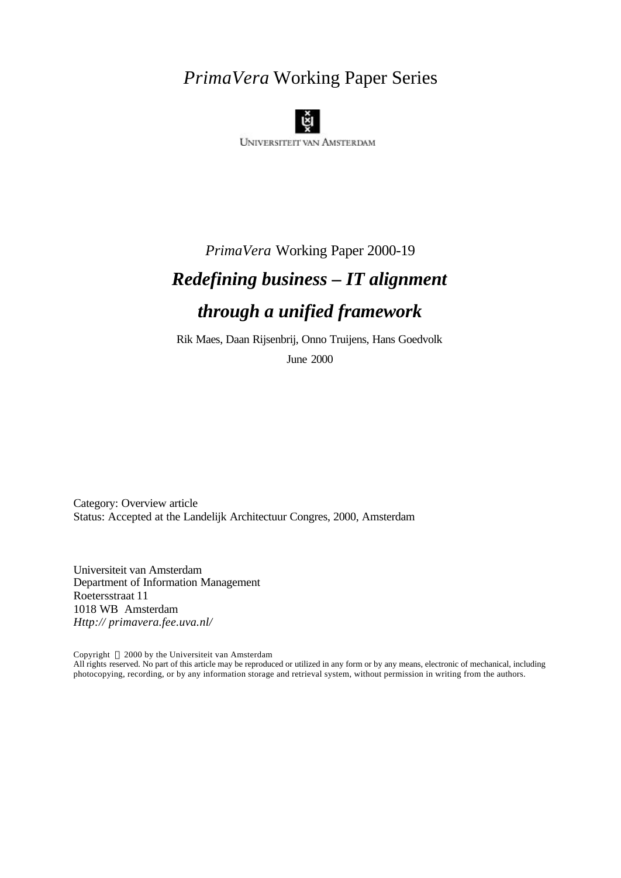*PrimaVera* Working Paper Series

UNIVERSITEIT VAN AMSTERDAM

*PrimaVera* Working Paper 2000-19

# *Redefining business – IT alignment through a unified framework*

Rik Maes, Daan Rijsenbrij, Onno Truijens, Hans Goedvolk

June 2000

Category: Overview article
Status: Accepted at the Landelijk Architectuur Congres, 2000, Amsterdam

Universiteit van Amsterdam
Department of Information Management
Roetersstraat 11
1018 WB Amsterdam
*Http:// primavera.fee.uva.nl/*

Copyright © 2000 by the Universiteit van Amsterdam
All rights reserved. No part of this article may be reproduced or utilized in any form or by any means, electronic of mechanical, including photocopying, recording, or by any information storage and retrieval system, without permission in writing from the authors.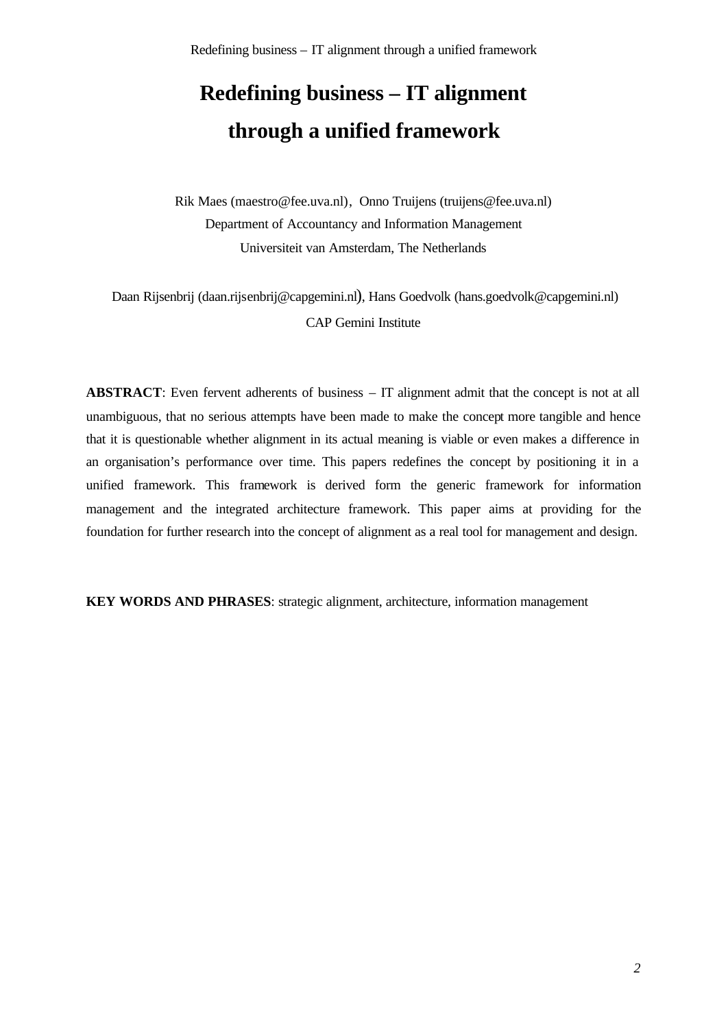# Redefining business – IT alignment through a unified framework

Rik Maes (maestro@fee.uva.nl), Onno Truijens (truijens@fee.uva.nl)
Department of Accountancy and Information Management
Universiteit van Amsterdam, The Netherlands

Daan Rijsenbrij (daan.rijsenbrij@capgemini.nl), Hans Goedvolk (hans.goedvolk@capgemini.nl)
CAP Gemini Institute

**ABSTRACT**: Even fervent adherents of business – IT alignment admit that the concept is not at all unambiguous, that no serious attempts have been made to make the concept more tangible and hence that it is questionable whether alignment in its actual meaning is viable or even makes a difference in an organisation's performance over time. This papers redefines the concept by positioning it in a unified framework. This framework is derived form the generic framework for information management and the integrated architecture framework. This paper aims at providing for the foundation for further research into the concept of alignment as a real tool for management and design.

**KEY WORDS AND PHRASES**: strategic alignment, architecture, information management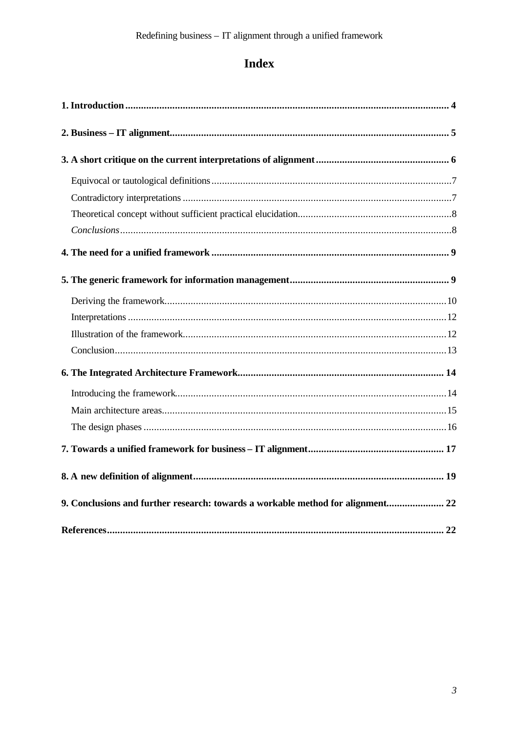# Index

**1. Introduction** ........................................................................................................................... **4**

**2. Business – IT alignment**.......................................................................................................... **5**

**3. A short critique on the current interpretations of alignment** .................................................. **6**

Equivocal or tautological definitions ........................................................................................... 7

Contradictory interpretations ...................................................................................................... 7

Theoretical concept without sufficient practical elucidation........................................................... 8

*Conclusions*.............................................................................................................................. 8

**4. The need for a unified framework** .......................................................................................... **9**

**5. The generic framework for information management**............................................................ **9**

Deriving the framework............................................................................................................ 10

Interpretations .......................................................................................................................... 12

Illustration of the framework.................................................................................................... 12

Conclusion.............................................................................................................................. 13

**6. The Integrated Architecture Framework**.............................................................................. **14**

Introducing the framework....................................................................................................... 14

Main architecture areas............................................................................................................ 15

The design phases ................................................................................................................... 16

**7. Towards a unified framework for business – IT alignment**................................................... **17**

**8. A new definition of alignment**............................................................................................... **19**

**9. Conclusions and further research: towards a workable method for alignment**...................... **22**

**References**.............................................................................................................................. **22**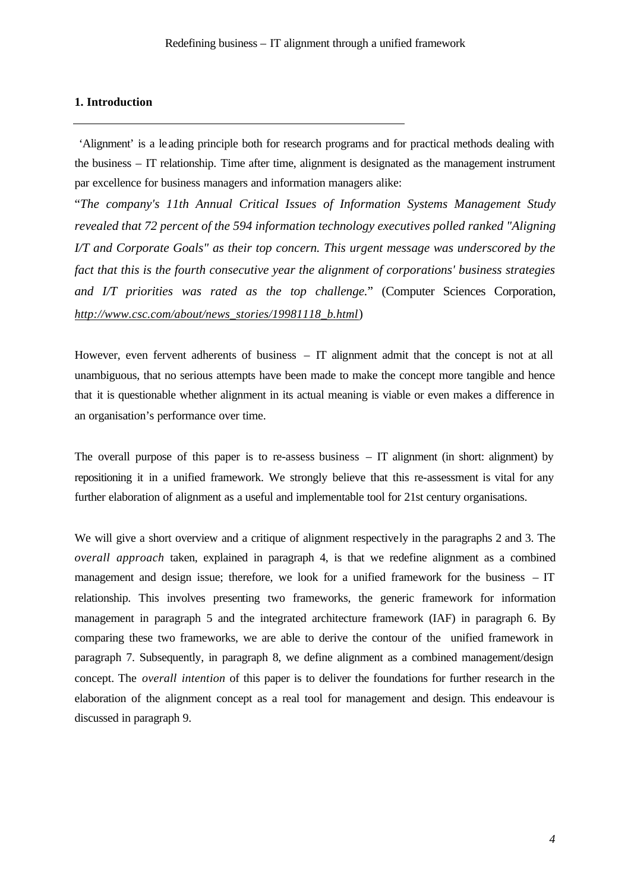## 1. Introduction

'Alignment' is a leading principle both for research programs and for practical methods dealing with the business – IT relationship. Time after time, alignment is designated as the management instrument par excellence for business managers and information managers alike:

"*The company's 11th Annual Critical Issues of Information Systems Management Study revealed that 72 percent of the 594 information technology executives polled ranked "Aligning I/T and Corporate Goals" as their top concern. This urgent message was underscored by the fact that this is the fourth consecutive year the alignment of corporations' business strategies and I/T priorities was rated as the top challenge.*" (Computer Sciences Corporation, *http://www.csc.com/about/news_stories/19981118_b.html*)

However, even fervent adherents of business – IT alignment admit that the concept is not at all unambiguous, that no serious attempts have been made to make the concept more tangible and hence that it is questionable whether alignment in its actual meaning is viable or even makes a difference in an organisation's performance over time.

The overall purpose of this paper is to re-assess business – IT alignment (in short: alignment) by repositioning it in a unified framework. We strongly believe that this re-assessment is vital for any further elaboration of alignment as a useful and implementable tool for 21st century organisations.

We will give a short overview and a critique of alignment respectively in the paragraphs 2 and 3. The *overall approach* taken, explained in paragraph 4, is that we redefine alignment as a combined management and design issue; therefore, we look for a unified framework for the business – IT relationship. This involves presenting two frameworks, the generic framework for information management in paragraph 5 and the integrated architecture framework (IAF) in paragraph 6. By comparing these two frameworks, we are able to derive the contour of the unified framework in paragraph 7. Subsequently, in paragraph 8, we define alignment as a combined management/design concept. The *overall intention* of this paper is to deliver the foundations for further research in the elaboration of the alignment concept as a real tool for management and design. This endeavour is discussed in paragraph 9.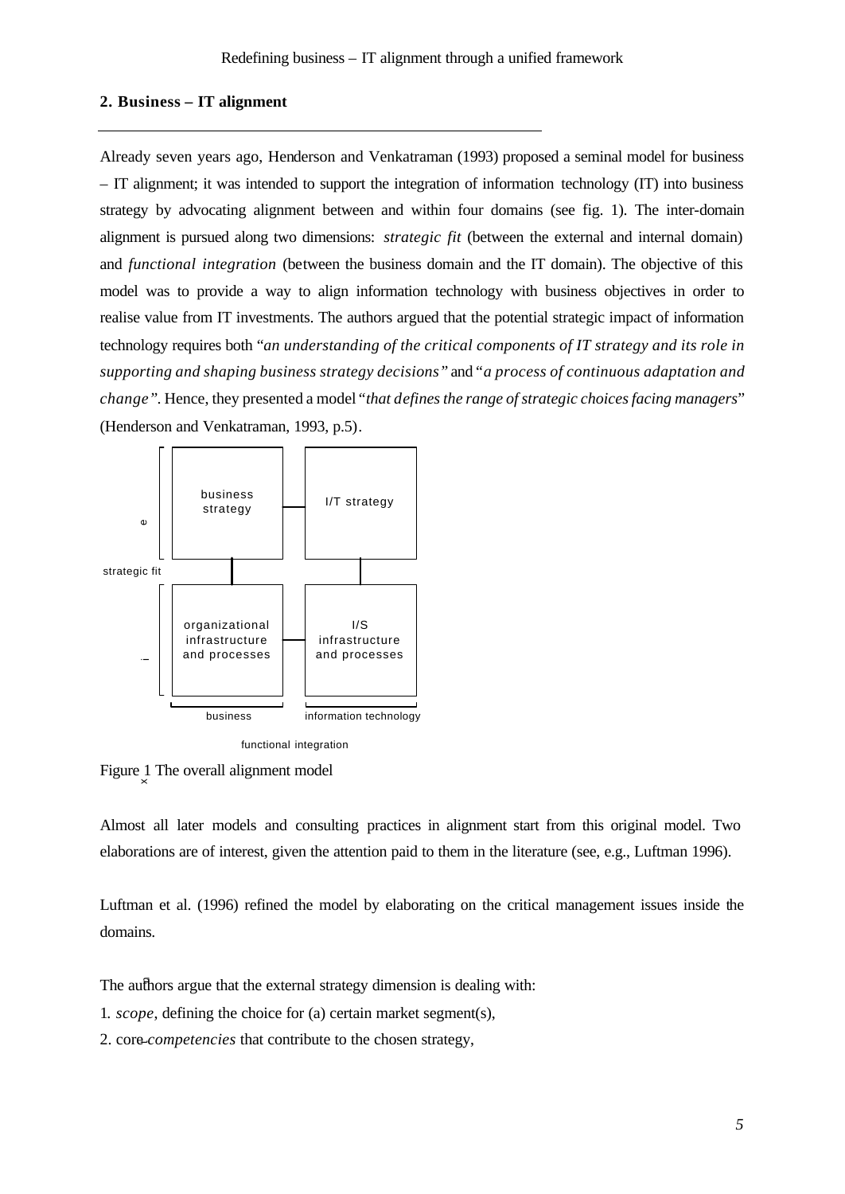## 2. Business – IT alignment

Already seven years ago, Henderson and Venkatraman (1993) proposed a seminal model for business – IT alignment; it was intended to support the integration of information technology (IT) into business strategy by advocating alignment between and within four domains (see fig. 1). The inter-domain alignment is pursued along two dimensions: *strategic fit* (between the external and internal domain) and *functional integration* (between the business domain and the IT domain). The objective of this model was to provide a way to align information technology with business objectives in order to realise value from IT investments. The authors argued that the potential strategic impact of information technology requires both "*an understanding of the critical components of IT strategy and its role in supporting and shaping business strategy decisions*" and "*a process of continuous adaptation and change*". Hence, they presented a model "*that defines the range of strategic choices facing managers*" (Henderson and Venkatraman, 1993, p.5).

business strategy

I/T strategy

organizational infrastructure and processes

I/S infrastructure and processes

strategic fit

business

information technology

functional integration

Figure 1 The overall alignment model

Almost all later models and consulting practices in alignment start from this original model. Two elaborations are of interest, given the attention paid to them in the literature (see, e.g., Luftman 1996).

Luftman et al. (1996) refined the model by elaborating on the critical management issues inside the domains.

The authors argue that the external strategy dimension is dealing with:

1. *scope*, defining the choice for (a) certain market segment(s),
2. core *competencies* that contribute to the chosen strategy,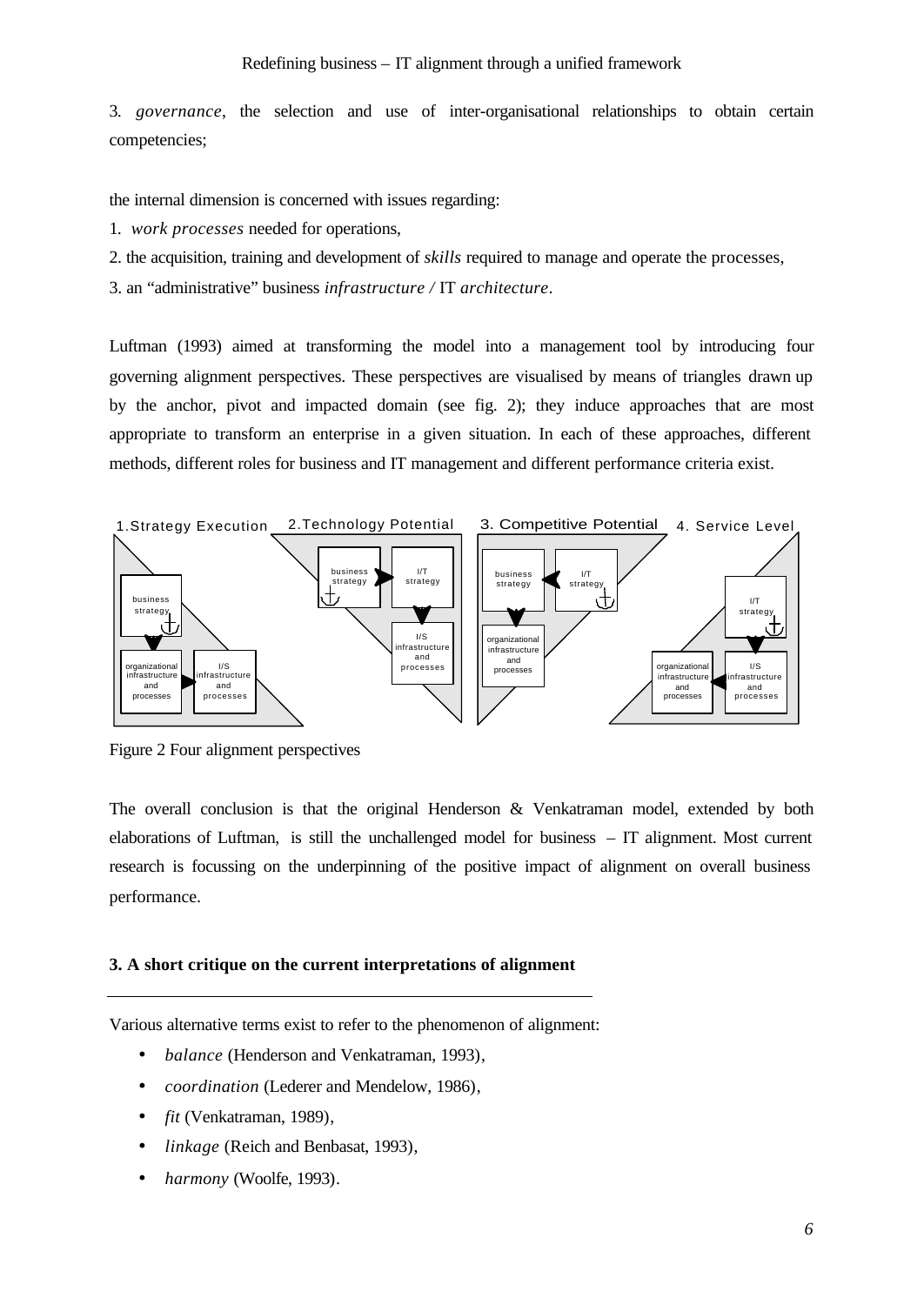3. *governance*, the selection and use of inter-organisational relationships to obtain certain competencies;

the internal dimension is concerned with issues regarding:

1. *work processes* needed for operations,
2. the acquisition, training and development of *skills* required to manage and operate the processes,
3. an "administrative" business *infrastructure* / IT *architecture*.

Luftman (1993) aimed at transforming the model into a management tool by introducing four governing alignment perspectives. These perspectives are visualised by means of triangles drawn up by the anchor, pivot and impacted domain (see fig. 2); they induce approaches that are most appropriate to transform an enterprise in a given situation. In each of these approaches, different methods, different roles for business and IT management and different performance criteria exist.

1.Strategy Execution | 2.Technology Potential | 3. Competitive Potential | 4. Service Level

Figure 2 Four alignment perspectives

The overall conclusion is that the original Henderson & Venkatraman model, extended by both elaborations of Luftman, is still the unchallenged model for business – IT alignment. Most current research is focussing on the underpinning of the positive impact of alignment on overall business performance.

### 3. A short critique on the current interpretations of alignment

Various alternative terms exist to refer to the phenomenon of alignment:

- *balance* (Henderson and Venkatraman, 1993),
- *coordination* (Lederer and Mendelow, 1986),
- *fit* (Venkatraman, 1989),
- *linkage* (Reich and Benbasat, 1993),
- *harmony* (Woolfe, 1993).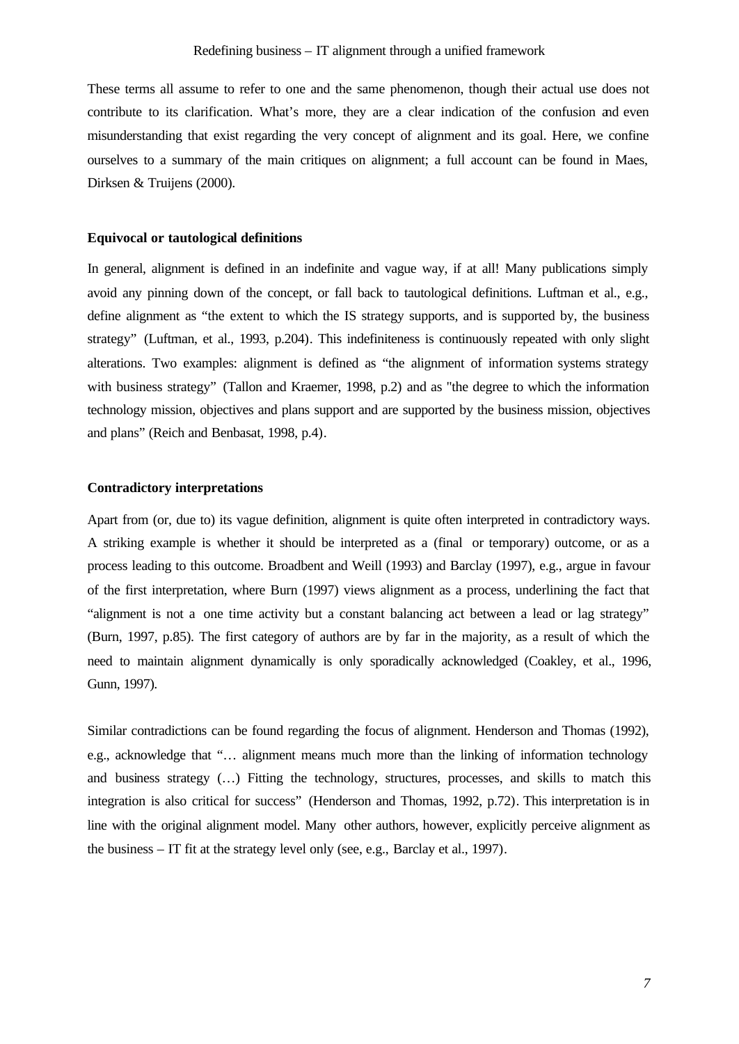These terms all assume to refer to one and the same phenomenon, though their actual use does not contribute to its clarification. What's more, they are a clear indication of the confusion and even misunderstanding that exist regarding the very concept of alignment and its goal. Here, we confine ourselves to a summary of the main critiques on alignment; a full account can be found in Maes, Dirksen & Truijens (2000).

**Equivocal or tautological definitions**

In general, alignment is defined in an indefinite and vague way, if at all! Many publications simply avoid any pinning down of the concept, or fall back to tautological definitions. Luftman et al., e.g., define alignment as "the extent to which the IS strategy supports, and is supported by, the business strategy" (Luftman, et al., 1993, p.204). This indefiniteness is continuously repeated with only slight alterations. Two examples: alignment is defined as "the alignment of information systems strategy with business strategy" (Tallon and Kraemer, 1998, p.2) and as "the degree to which the information technology mission, objectives and plans support and are supported by the business mission, objectives and plans" (Reich and Benbasat, 1998, p.4).

**Contradictory interpretations**

Apart from (or, due to) its vague definition, alignment is quite often interpreted in contradictory ways. A striking example is whether it should be interpreted as a (final or temporary) outcome, or as a process leading to this outcome. Broadbent and Weill (1993) and Barclay (1997), e.g., argue in favour of the first interpretation, where Burn (1997) views alignment as a process, underlining the fact that "alignment is not a one time activity but a constant balancing act between a lead or lag strategy" (Burn, 1997, p.85). The first category of authors are by far in the majority, as a result of which the need to maintain alignment dynamically is only sporadically acknowledged (Coakley, et al., 1996, Gunn, 1997).

Similar contradictions can be found regarding the focus of alignment. Henderson and Thomas (1992), e.g., acknowledge that "… alignment means much more than the linking of information technology and business strategy (…) Fitting the technology, structures, processes, and skills to match this integration is also critical for success" (Henderson and Thomas, 1992, p.72). This interpretation is in line with the original alignment model. Many other authors, however, explicitly perceive alignment as the business – IT fit at the strategy level only (see, e.g., Barclay et al., 1997).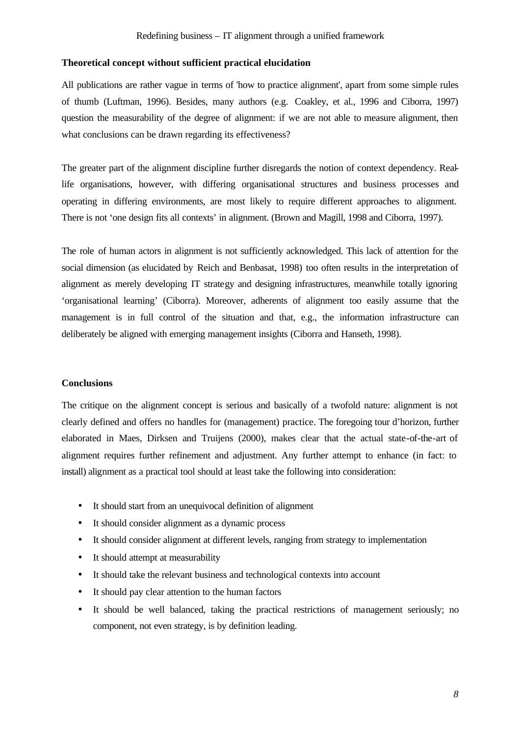**Theoretical concept without sufficient practical elucidation**

All publications are rather vague in terms of 'how to practice alignment', apart from some simple rules of thumb (Luftman, 1996). Besides, many authors (e.g. Coakley, et al., 1996 and Ciborra, 1997) question the measurability of the degree of alignment: if we are not able to measure alignment, then what conclusions can be drawn regarding its effectiveness?

The greater part of the alignment discipline further disregards the notion of context dependency. Real-life organisations, however, with differing organisational structures and business processes and operating in differing environments, are most likely to require different approaches to alignment. There is not 'one design fits all contexts' in alignment. (Brown and Magill, 1998 and Ciborra, 1997).

The role of human actors in alignment is not sufficiently acknowledged. This lack of attention for the social dimension (as elucidated by Reich and Benbasat, 1998) too often results in the interpretation of alignment as merely developing IT strategy and designing infrastructures, meanwhile totally ignoring 'organisational learning' (Ciborra). Moreover, adherents of alignment too easily assume that the management is in full control of the situation and that, e.g., the information infrastructure can deliberately be aligned with emerging management insights (Ciborra and Hanseth, 1998).

**Conclusions**

The critique on the alignment concept is serious and basically of a twofold nature: alignment is not clearly defined and offers no handles for (management) practice. The foregoing tour d'horizon, further elaborated in Maes, Dirksen and Truijens (2000), makes clear that the actual state-of-the-art of alignment requires further refinement and adjustment. Any further attempt to enhance (in fact: to install) alignment as a practical tool should at least take the following into consideration:

- It should start from an unequivocal definition of alignment
- It should consider alignment as a dynamic process
- It should consider alignment at different levels, ranging from strategy to implementation
- It should attempt at measurability
- It should take the relevant business and technological contexts into account
- It should pay clear attention to the human factors
- It should be well balanced, taking the practical restrictions of management seriously; no component, not even strategy, is by definition leading.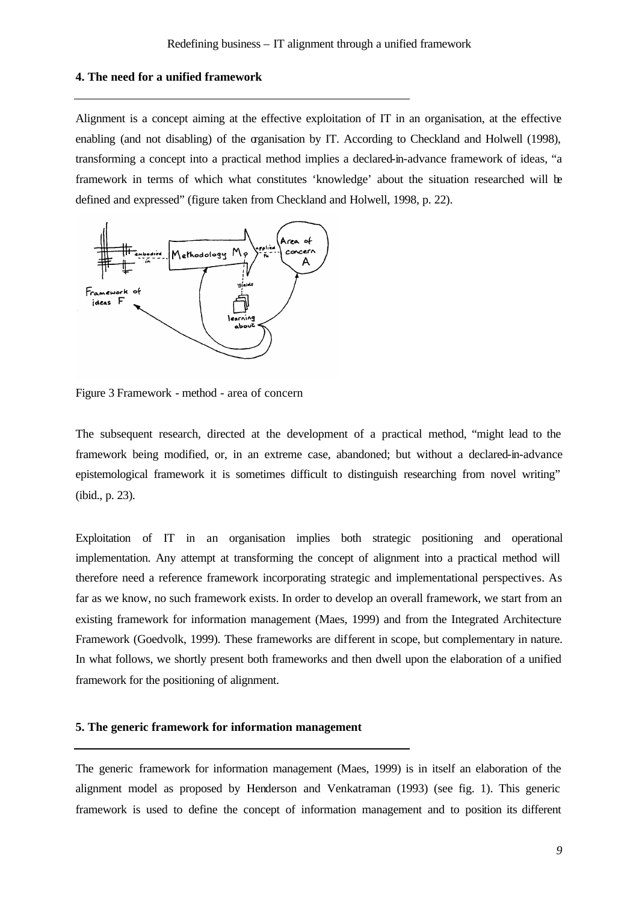## 4. The need for a unified framework

Alignment is a concept aiming at the effective exploitation of IT in an organisation, at the effective enabling (and not disabling) of the organisation by IT. According to Checkland and Holwell (1998), transforming a concept into a practical method implies a declared-in-advance framework of ideas, "a framework in terms of which what constitutes 'knowledge' about the situation researched will be defined and expressed" (figure taken from Checkland and Holwell, 1998, p. 22).

Framework of ideas F
embodied in
Methodology M
applied to
Area of concern A
yields
learning about

Figure 3 Framework - method - area of concern

The subsequent research, directed at the development of a practical method, "might lead to the framework being modified, or, in an extreme case, abandoned; but without a declared-in-advance epistemological framework it is sometimes difficult to distinguish researching from novel writing" (ibid., p. 23).

Exploitation of IT in an organisation implies both strategic positioning and operational implementation. Any attempt at transforming the concept of alignment into a practical method will therefore need a reference framework incorporating strategic and implementational perspectives. As far as we know, no such framework exists. In order to develop an overall framework, we start from an existing framework for information management (Maes, 1999) and from the Integrated Architecture Framework (Goedvolk, 1999). These frameworks are different in scope, but complementary in nature. In what follows, we shortly present both frameworks and then dwell upon the elaboration of a unified framework for the positioning of alignment.

## 5. The generic framework for information management

The generic framework for information management (Maes, 1999) is in itself an elaboration of the alignment model as proposed by Henderson and Venkatraman (1993) (see fig. 1). This generic framework is used to define the concept of information management and to position its different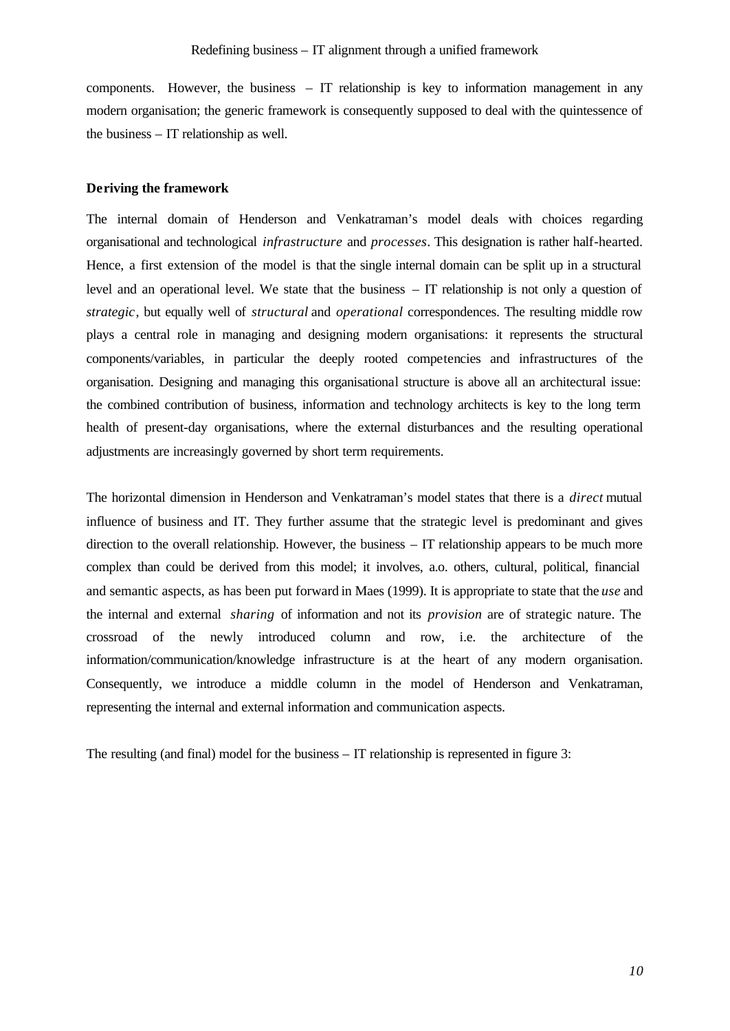components. However, the business – IT relationship is key to information management in any modern organisation; the generic framework is consequently supposed to deal with the quintessence of the business – IT relationship as well.

**Deriving the framework**

The internal domain of Henderson and Venkatraman's model deals with choices regarding organisational and technological *infrastructure* and *processes*. This designation is rather half-hearted. Hence, a first extension of the model is that the single internal domain can be split up in a structural level and an operational level. We state that the business – IT relationship is not only a question of *strategic*, but equally well of *structural* and *operational* correspondences. The resulting middle row plays a central role in managing and designing modern organisations: it represents the structural components/variables, in particular the deeply rooted competencies and infrastructures of the organisation. Designing and managing this organisational structure is above all an architectural issue: the combined contribution of business, information and technology architects is key to the long term health of present-day organisations, where the external disturbances and the resulting operational adjustments are increasingly governed by short term requirements.

The horizontal dimension in Henderson and Venkatraman's model states that there is a *direct* mutual influence of business and IT. They further assume that the strategic level is predominant and gives direction to the overall relationship. However, the business – IT relationship appears to be much more complex than could be derived from this model; it involves, a.o. others, cultural, political, financial and semantic aspects, as has been put forward in Maes (1999). It is appropriate to state that the *use* and the internal and external *sharing* of information and not its *provision* are of strategic nature. The crossroad of the newly introduced column and row, i.e. the architecture of the information/communication/knowledge infrastructure is at the heart of any modern organisation. Consequently, we introduce a middle column in the model of Henderson and Venkatraman, representing the internal and external information and communication aspects.

The resulting (and final) model for the business – IT relationship is represented in figure 3: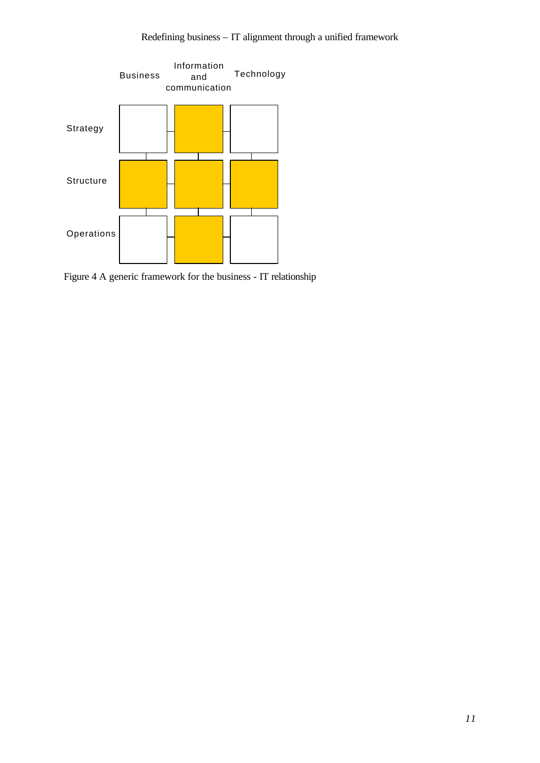Business

Information and communication

Technology

Strategy

Structure

Operations

Figure 4 A generic framework for the business - IT relationship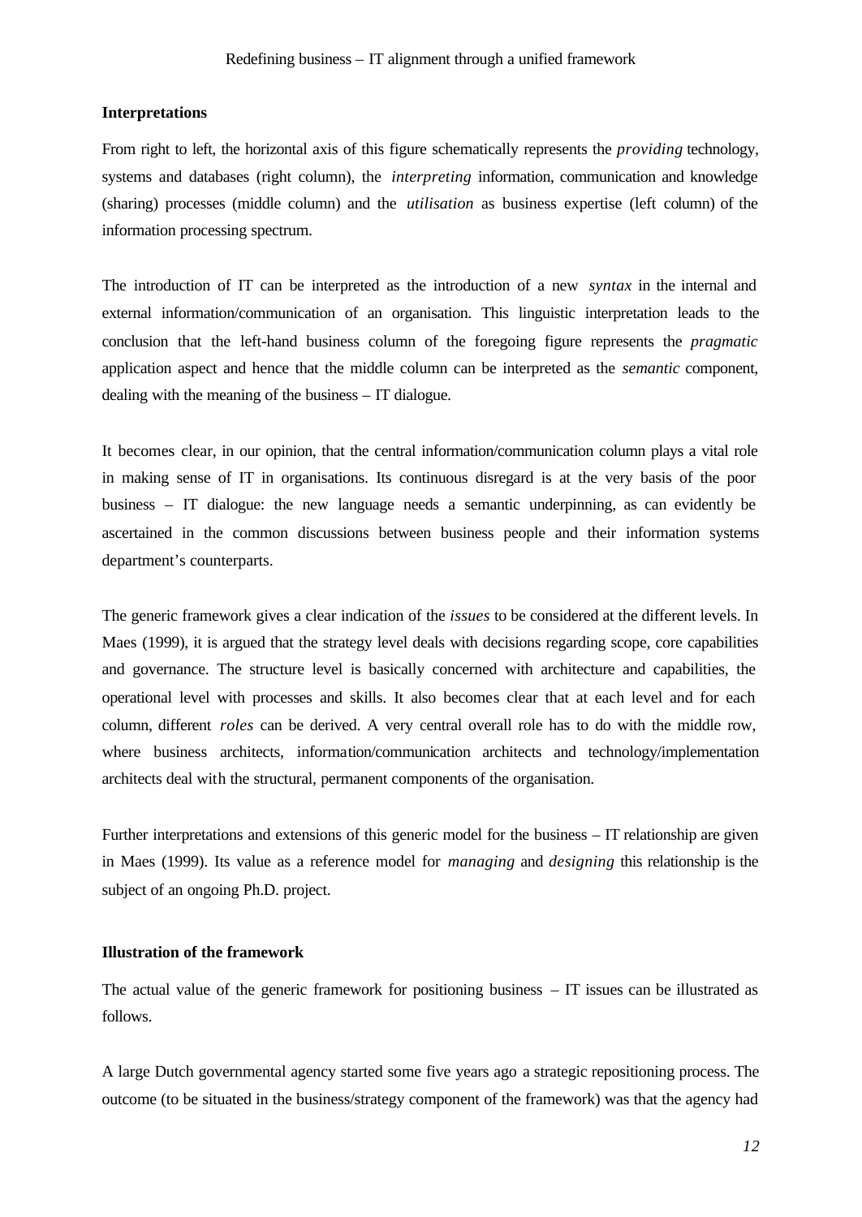**Interpretations**

From right to left, the horizontal axis of this figure schematically represents the *providing* technology, systems and databases (right column), the *interpreting* information, communication and knowledge (sharing) processes (middle column) and the *utilisation* as business expertise (left column) of the information processing spectrum.

The introduction of IT can be interpreted as the introduction of a new *syntax* in the internal and external information/communication of an organisation. This linguistic interpretation leads to the conclusion that the left-hand business column of the foregoing figure represents the *pragmatic* application aspect and hence that the middle column can be interpreted as the *semantic* component, dealing with the meaning of the business – IT dialogue.

It becomes clear, in our opinion, that the central information/communication column plays a vital role in making sense of IT in organisations. Its continuous disregard is at the very basis of the poor business – IT dialogue: the new language needs a semantic underpinning, as can evidently be ascertained in the common discussions between business people and their information systems department's counterparts.

The generic framework gives a clear indication of the *issues* to be considered at the different levels. In Maes (1999), it is argued that the strategy level deals with decisions regarding scope, core capabilities and governance. The structure level is basically concerned with architecture and capabilities, the operational level with processes and skills. It also becomes clear that at each level and for each column, different *roles* can be derived. A very central overall role has to do with the middle row, where business architects, information/communication architects and technology/implementation architects deal with the structural, permanent components of the organisation.

Further interpretations and extensions of this generic model for the business – IT relationship are given in Maes (1999). Its value as a reference model for *managing* and *designing* this relationship is the subject of an ongoing Ph.D. project.

**Illustration of the framework**

The actual value of the generic framework for positioning business – IT issues can be illustrated as follows.

A large Dutch governmental agency started some five years ago a strategic repositioning process. The outcome (to be situated in the business/strategy component of the framework) was that the agency had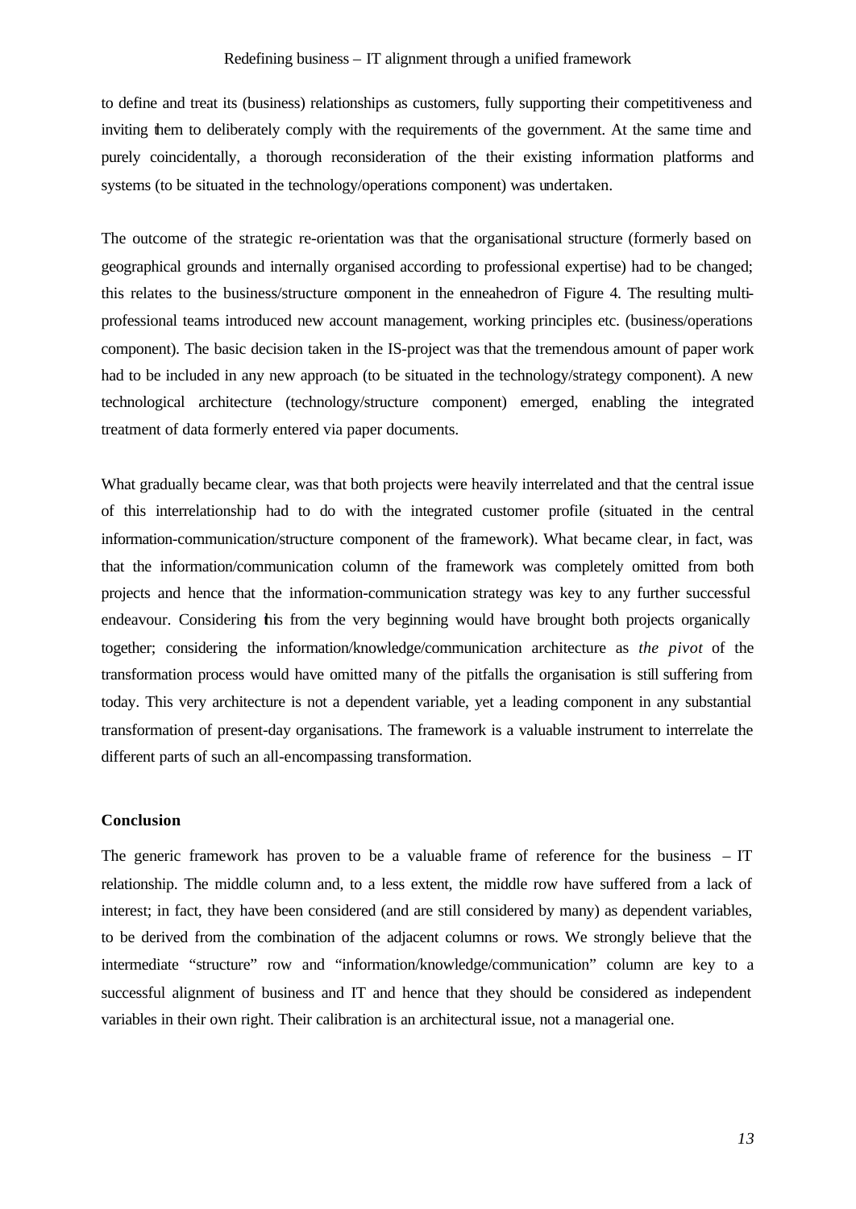to define and treat its (business) relationships as customers, fully supporting their competitiveness and inviting them to deliberately comply with the requirements of the government. At the same time and purely coincidentally, a thorough reconsideration of the their existing information platforms and systems (to be situated in the technology/operations component) was undertaken.

The outcome of the strategic re-orientation was that the organisational structure (formerly based on geographical grounds and internally organised according to professional expertise) had to be changed; this relates to the business/structure component in the enneahedron of Figure 4. The resulting multi-professional teams introduced new account management, working principles etc. (business/operations component). The basic decision taken in the IS-project was that the tremendous amount of paper work had to be included in any new approach (to be situated in the technology/strategy component). A new technological architecture (technology/structure component) emerged, enabling the integrated treatment of data formerly entered via paper documents.

What gradually became clear, was that both projects were heavily interrelated and that the central issue of this interrelationship had to do with the integrated customer profile (situated in the central information-communication/structure component of the framework). What became clear, in fact, was that the information/communication column of the framework was completely omitted from both projects and hence that the information-communication strategy was key to any further successful endeavour. Considering this from the very beginning would have brought both projects organically together; considering the information/knowledge/communication architecture as *the pivot* of the transformation process would have omitted many of the pitfalls the organisation is still suffering from today. This very architecture is not a dependent variable, yet a leading component in any substantial transformation of present-day organisations. The framework is a valuable instrument to interrelate the different parts of such an all-encompassing transformation.

## Conclusion

The generic framework has proven to be a valuable frame of reference for the business – IT relationship. The middle column and, to a less extent, the middle row have suffered from a lack of interest; in fact, they have been considered (and are still considered by many) as dependent variables, to be derived from the combination of the adjacent columns or rows. We strongly believe that the intermediate "structure" row and "information/knowledge/communication" column are key to a successful alignment of business and IT and hence that they should be considered as independent variables in their own right. Their calibration is an architectural issue, not a managerial one.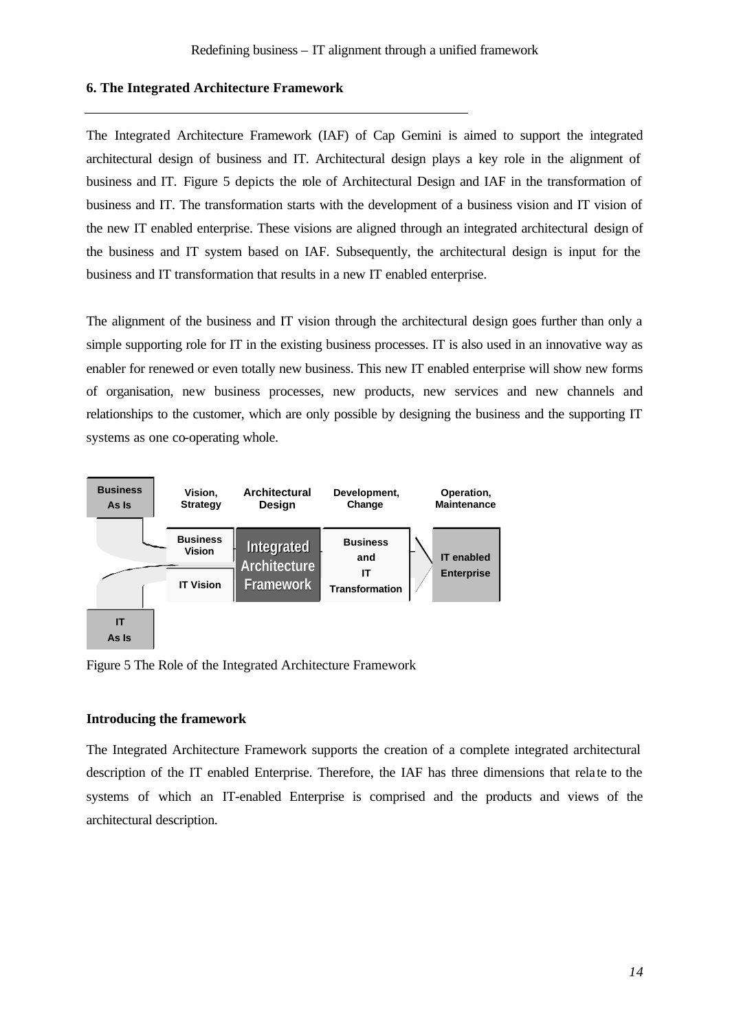## 6. The Integrated Architecture Framework

The Integrated Architecture Framework (IAF) of Cap Gemini is aimed to support the integrated architectural design of business and IT. Architectural design plays a key role in the alignment of business and IT. Figure 5 depicts the role of Architectural Design and IAF in the transformation of business and IT. The transformation starts with the development of a business vision and IT vision of the new IT enabled enterprise. These visions are aligned through an integrated architectural design of the business and IT system based on IAF. Subsequently, the architectural design is input for the business and IT transformation that results in a new IT enabled enterprise.

The alignment of the business and IT vision through the architectural design goes further than only a simple supporting role for IT in the existing business processes. IT is also used in an innovative way as enabler for renewed or even totally new business. This new IT enabled enterprise will show new forms of organisation, new business processes, new products, new services and new channels and relationships to the customer, which are only possible by designing the business and the supporting IT systems as one co-operating whole.

Business As Is

Vision, Strategy

Architectural Design

Development, Change

Operation, Maintenance

Business Vision

IT Vision

Integrated Architecture Framework

Business and IT Transformation

IT enabled Enterprise

IT As Is

Figure 5 The Role of the Integrated Architecture Framework

### Introducing the framework

The Integrated Architecture Framework supports the creation of a complete integrated architectural description of the IT enabled Enterprise. Therefore, the IAF has three dimensions that relate to the systems of which an IT-enabled Enterprise is comprised and the products and views of the architectural description.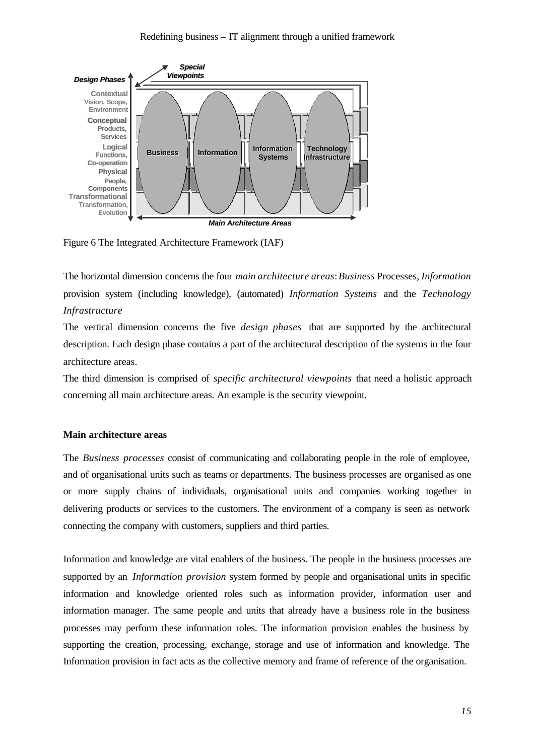Design Phases

Special Viewpoints

Contextual
Vision, Scope, Environment

Conceptual
Products, Services

Logical
Functions, Co-operation

Physical
People, Components

Transformational
Transformation, Evolution

Business

Information

Information Systems

Technology Infrastructure

Main Architecture Areas

Figure 6 The Integrated Architecture Framework (IAF)

The horizontal dimension concerns the four *main architecture areas*: *Business* Processes, *Information* provision system (including knowledge), (automated) *Information Systems* and the *Technology Infrastructure*

The vertical dimension concerns the five *design phases* that are supported by the architectural description. Each design phase contains a part of the architectural description of the systems in the four architecture areas.

The third dimension is comprised of *specific architectural viewpoints* that need a holistic approach concerning all main architecture areas. An example is the security viewpoint.

**Main architecture areas**

The *Business processes* consist of communicating and collaborating people in the role of employee, and of organisational units such as teams or departments. The business processes are organised as one or more supply chains of individuals, organisational units and companies working together in delivering products or services to the customers. The environment of a company is seen as network connecting the company with customers, suppliers and third parties.

Information and knowledge are vital enablers of the business. The people in the business processes are supported by an *Information provision* system formed by people and organisational units in specific information and knowledge oriented roles such as information provider, information user and information manager. The same people and units that already have a business role in the business processes may perform these information roles. The information provision enables the business by supporting the creation, processing, exchange, storage and use of information and knowledge. The Information provision in fact acts as the collective memory and frame of reference of the organisation.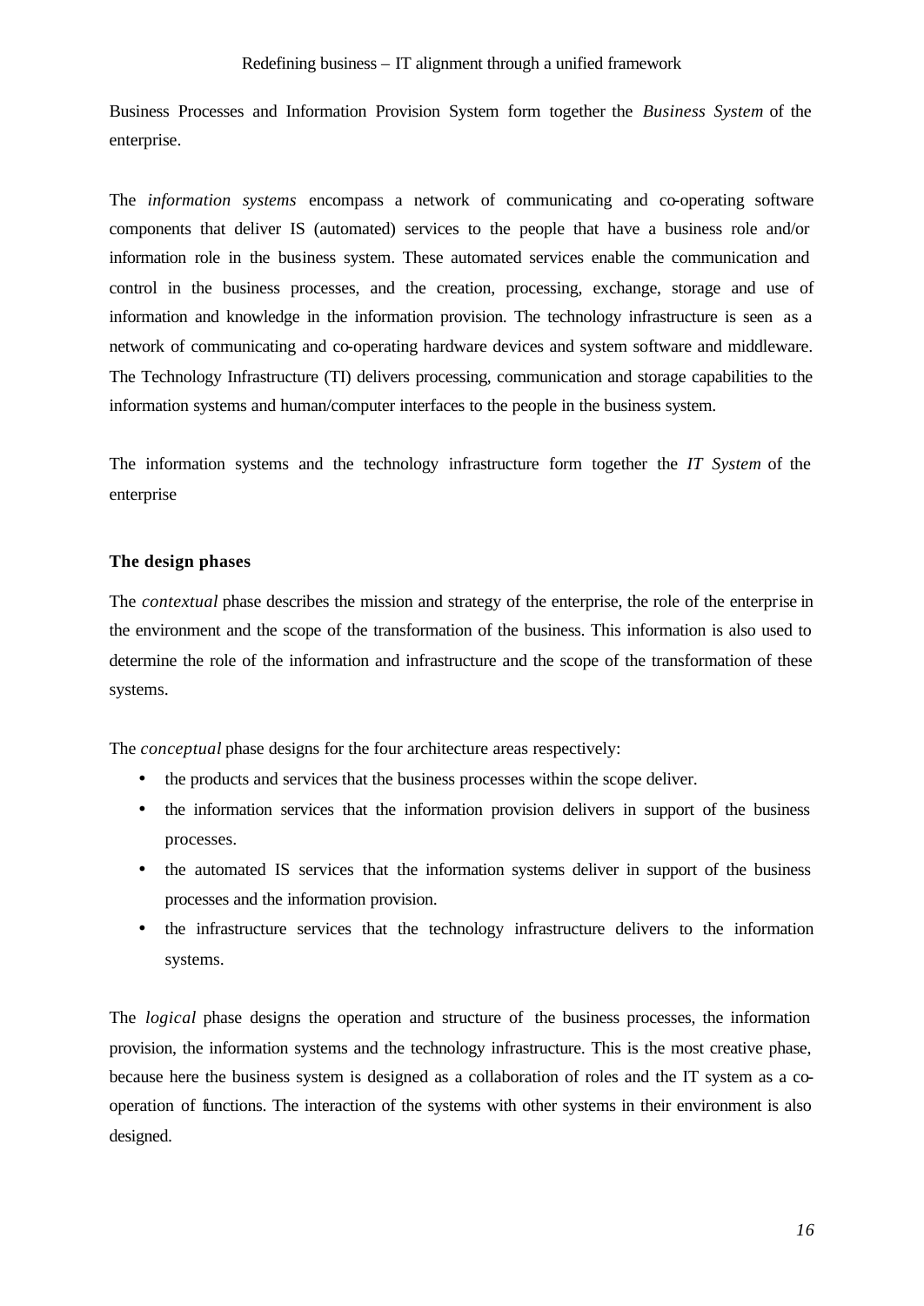Business Processes and Information Provision System form together the *Business System* of the enterprise.

The *information systems* encompass a network of communicating and co-operating software components that deliver IS (automated) services to the people that have a business role and/or information role in the business system. These automated services enable the communication and control in the business processes, and the creation, processing, exchange, storage and use of information and knowledge in the information provision. The technology infrastructure is seen as a network of communicating and co-operating hardware devices and system software and middleware. The Technology Infrastructure (TI) delivers processing, communication and storage capabilities to the information systems and human/computer interfaces to the people in the business system.

The information systems and the technology infrastructure form together the *IT System* of the enterprise

### The design phases

The *contextual* phase describes the mission and strategy of the enterprise, the role of the enterprise in the environment and the scope of the transformation of the business. This information is also used to determine the role of the information and infrastructure and the scope of the transformation of these systems.

The *conceptual* phase designs for the four architecture areas respectively:

- the products and services that the business processes within the scope deliver.
- the information services that the information provision delivers in support of the business processes.
- the automated IS services that the information systems deliver in support of the business processes and the information provision.
- the infrastructure services that the technology infrastructure delivers to the information systems.

The *logical* phase designs the operation and structure of the business processes, the information provision, the information systems and the technology infrastructure. This is the most creative phase, because here the business system is designed as a collaboration of roles and the IT system as a co-operation of functions. The interaction of the systems with other systems in their environment is also designed.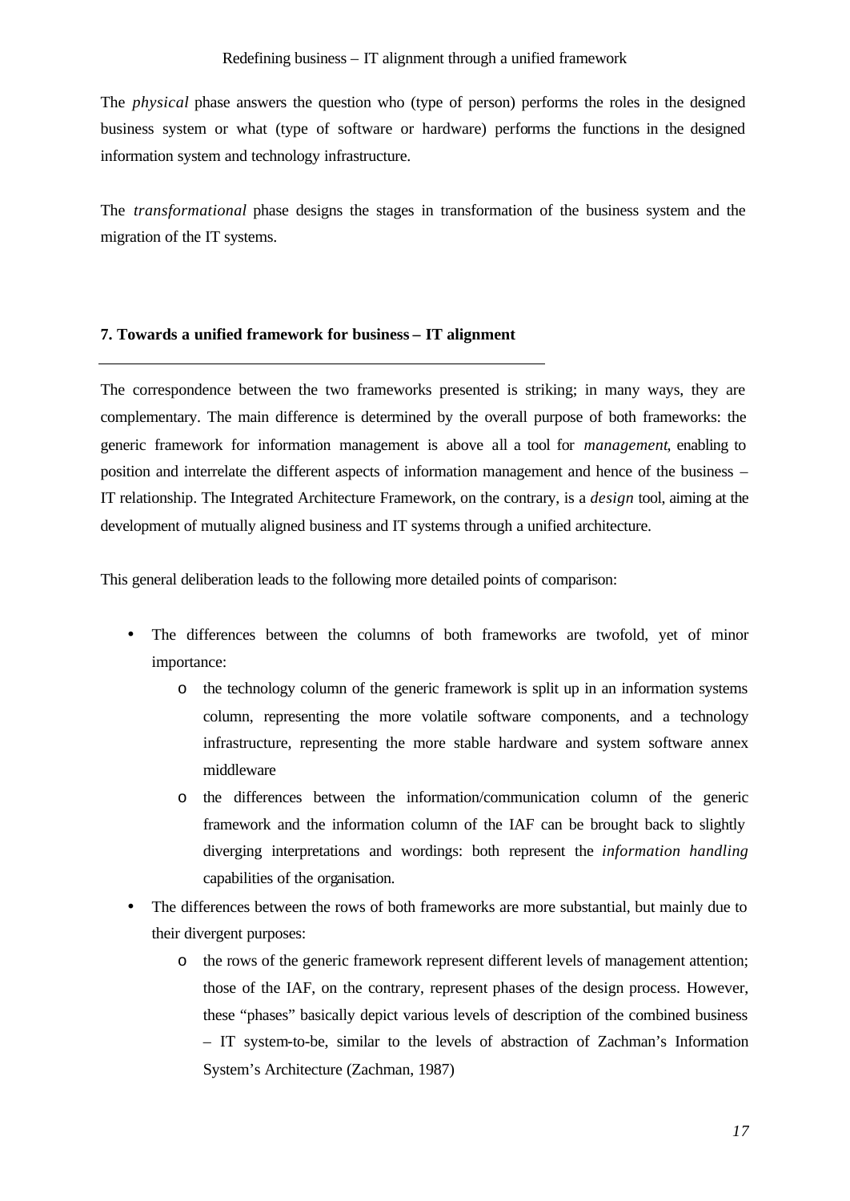The *physical* phase answers the question who (type of person) performs the roles in the designed business system or what (type of software or hardware) performs the functions in the designed information system and technology infrastructure.

The *transformational* phase designs the stages in transformation of the business system and the migration of the IT systems.

## 7. Towards a unified framework for business – IT alignment

The correspondence between the two frameworks presented is striking; in many ways, they are complementary. The main difference is determined by the overall purpose of both frameworks: the generic framework for information management is above all a tool for *management*, enabling to position and interrelate the different aspects of information management and hence of the business – IT relationship. The Integrated Architecture Framework, on the contrary, is a *design* tool, aiming at the development of mutually aligned business and IT systems through a unified architecture.

This general deliberation leads to the following more detailed points of comparison:

- The differences between the columns of both frameworks are twofold, yet of minor importance:
  - the technology column of the generic framework is split up in an information systems column, representing the more volatile software components, and a technology infrastructure, representing the more stable hardware and system software annex middleware
  - the differences between the information/communication column of the generic framework and the information column of the IAF can be brought back to slightly diverging interpretations and wordings: both represent the *information handling* capabilities of the organisation.
- The differences between the rows of both frameworks are more substantial, but mainly due to their divergent purposes:
  - the rows of the generic framework represent different levels of management attention; those of the IAF, on the contrary, represent phases of the design process. However, these "phases" basically depict various levels of description of the combined business – IT system-to-be, similar to the levels of abstraction of Zachman's Information System's Architecture (Zachman, 1987)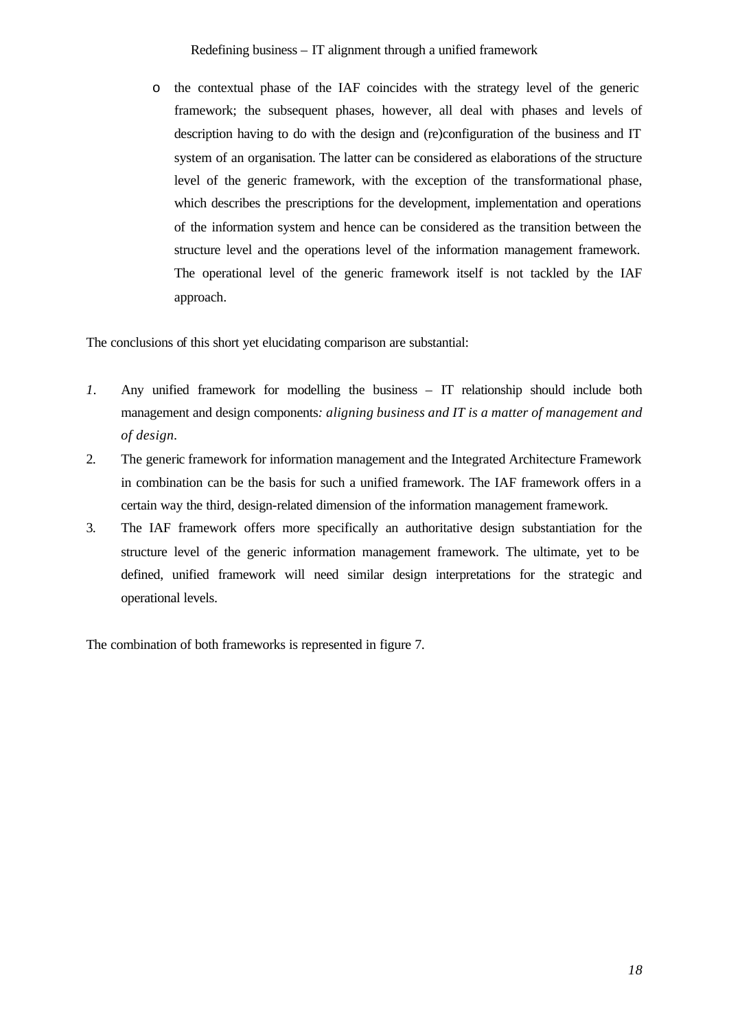- the contextual phase of the IAF coincides with the strategy level of the generic framework; the subsequent phases, however, all deal with phases and levels of description having to do with the design and (re)configuration of the business and IT system of an organisation. The latter can be considered as elaborations of the structure level of the generic framework, with the exception of the transformational phase, which describes the prescriptions for the development, implementation and operations of the information system and hence can be considered as the transition between the structure level and the operations level of the information management framework. The operational level of the generic framework itself is not tackled by the IAF approach.

The conclusions of this short yet elucidating comparison are substantial:

1. Any unified framework for modelling the business – IT relationship should include both management and design components: *aligning business and IT is a matter of management and of design.*
2. The generic framework for information management and the Integrated Architecture Framework in combination can be the basis for such a unified framework. The IAF framework offers in a certain way the third, design-related dimension of the information management framework.
3. The IAF framework offers more specifically an authoritative design substantiation for the structure level of the generic information management framework. The ultimate, yet to be defined, unified framework will need similar design interpretations for the strategic and operational levels.

The combination of both frameworks is represented in figure 7.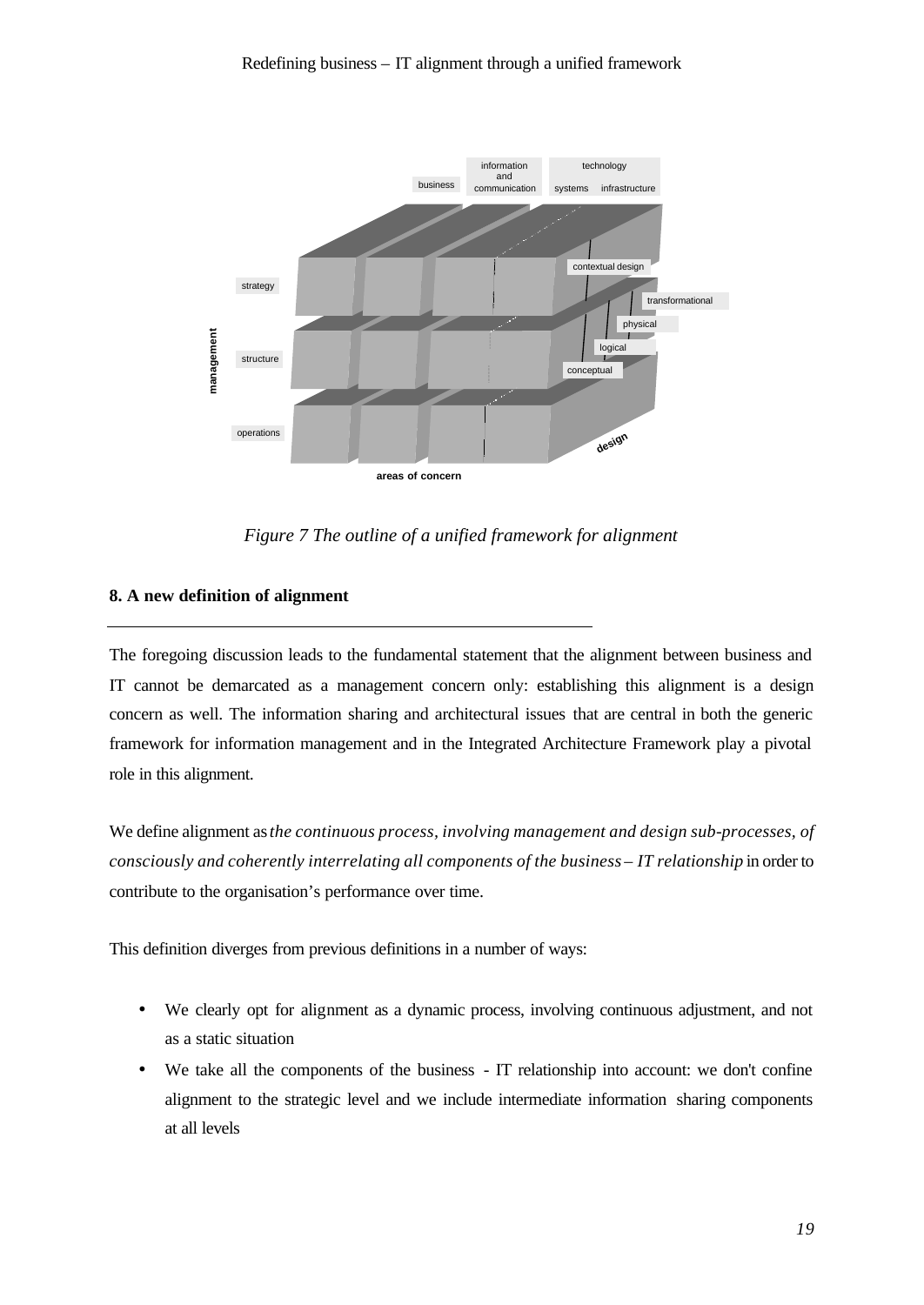information and communication

technology

business

systems infrastructure

contextual design

strategy

transformational

physical

management

logical

structure

conceptual

operations

design

areas of concern

*Figure 7 The outline of a unified framework for alignment*

## 8. A new definition of alignment

The foregoing discussion leads to the fundamental statement that the alignment between business and IT cannot be demarcated as a management concern only: establishing this alignment is a design concern as well. The information sharing and architectural issues that are central in both the generic framework for information management and in the Integrated Architecture Framework play a pivotal role in this alignment.

We define alignment as *the continuous process, involving management and design sub-processes, of consciously and coherently interrelating all components of the business – IT relationship* in order to contribute to the organisation's performance over time.

This definition diverges from previous definitions in a number of ways:

- We clearly opt for alignment as a dynamic process, involving continuous adjustment, and not as a static situation
- We take all the components of the business - IT relationship into account: we don't confine alignment to the strategic level and we include intermediate information sharing components at all levels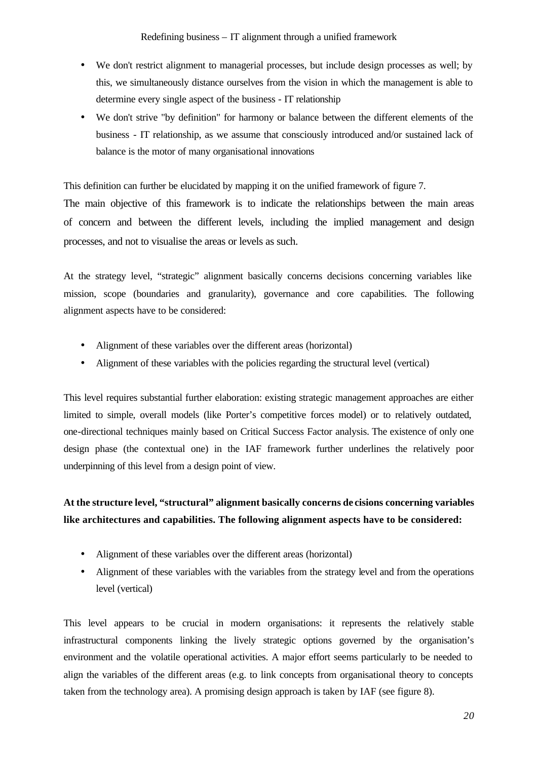- We don't restrict alignment to managerial processes, but include design processes as well; by this, we simultaneously distance ourselves from the vision in which the management is able to determine every single aspect of the business - IT relationship
- We don't strive "by definition" for harmony or balance between the different elements of the business - IT relationship, as we assume that consciously introduced and/or sustained lack of balance is the motor of many organisational innovations

This definition can further be elucidated by mapping it on the unified framework of figure 7.

The main objective of this framework is to indicate the relationships between the main areas of concern and between the different levels, including the implied management and design processes, and not to visualise the areas or levels as such.

At the strategy level, "strategic" alignment basically concerns decisions concerning variables like mission, scope (boundaries and granularity), governance and core capabilities. The following alignment aspects have to be considered:

- Alignment of these variables over the different areas (horizontal)
- Alignment of these variables with the policies regarding the structural level (vertical)

This level requires substantial further elaboration: existing strategic management approaches are either limited to simple, overall models (like Porter's competitive forces model) or to relatively outdated, one-directional techniques mainly based on Critical Success Factor analysis. The existence of only one design phase (the contextual one) in the IAF framework further underlines the relatively poor underpinning of this level from a design point of view.

**At the structure level, "structural" alignment basically concerns decisions concerning variables like architectures and capabilities. The following alignment aspects have to be considered:**

- Alignment of these variables over the different areas (horizontal)
- Alignment of these variables with the variables from the strategy level and from the operations level (vertical)

This level appears to be crucial in modern organisations: it represents the relatively stable infrastructural components linking the lively strategic options governed by the organisation's environment and the volatile operational activities. A major effort seems particularly to be needed to align the variables of the different areas (e.g. to link concepts from organisational theory to concepts taken from the technology area). A promising design approach is taken by IAF (see figure 8).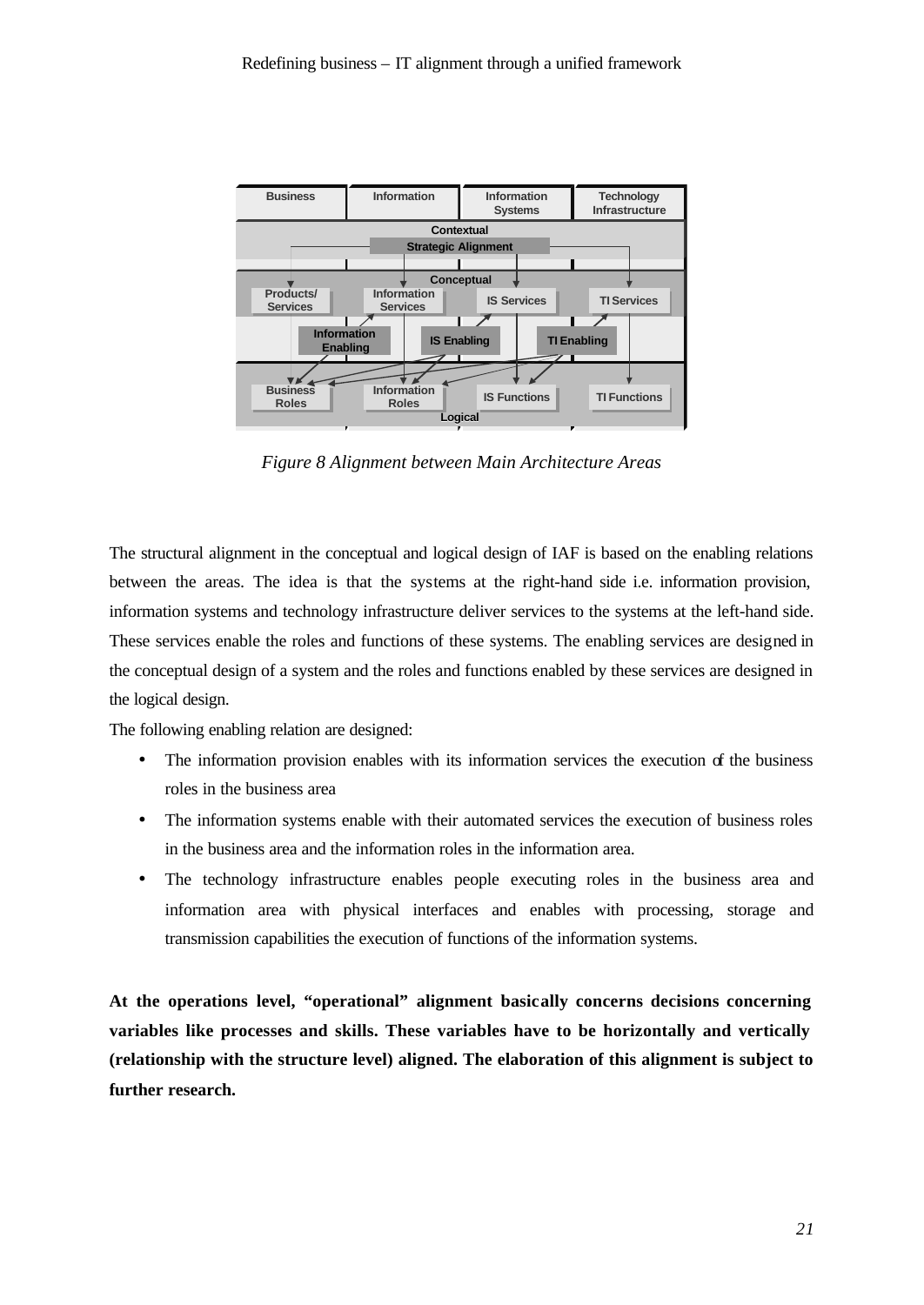Business
Information
Information Systems
Technology Infrastructure
Contextual
Strategic Alignment
Conceptual
Products/ Services
Information Services
IS Services
TI Services
Information Enabling
IS Enabling
TI Enabling
Business Roles
Information Roles
IS Functions
TI Functions
Logical

*Figure 8 Alignment between Main Architecture Areas*

The structural alignment in the conceptual and logical design of IAF is based on the enabling relations between the areas. The idea is that the systems at the right-hand side i.e. information provision, information systems and technology infrastructure deliver services to the systems at the left-hand side. These services enable the roles and functions of these systems. The enabling services are designed in the conceptual design of a system and the roles and functions enabled by these services are designed in the logical design.

The following enabling relation are designed:

- The information provision enables with its information services the execution of the business roles in the business area
- The information systems enable with their automated services the execution of business roles in the business area and the information roles in the information area.
- The technology infrastructure enables people executing roles in the business area and information area with physical interfaces and enables with processing, storage and transmission capabilities the execution of functions of the information systems.

**At the operations level, "operational" alignment basically concerns decisions concerning variables like processes and skills. These variables have to be horizontally and vertically (relationship with the structure level) aligned. The elaboration of this alignment is subject to further research.**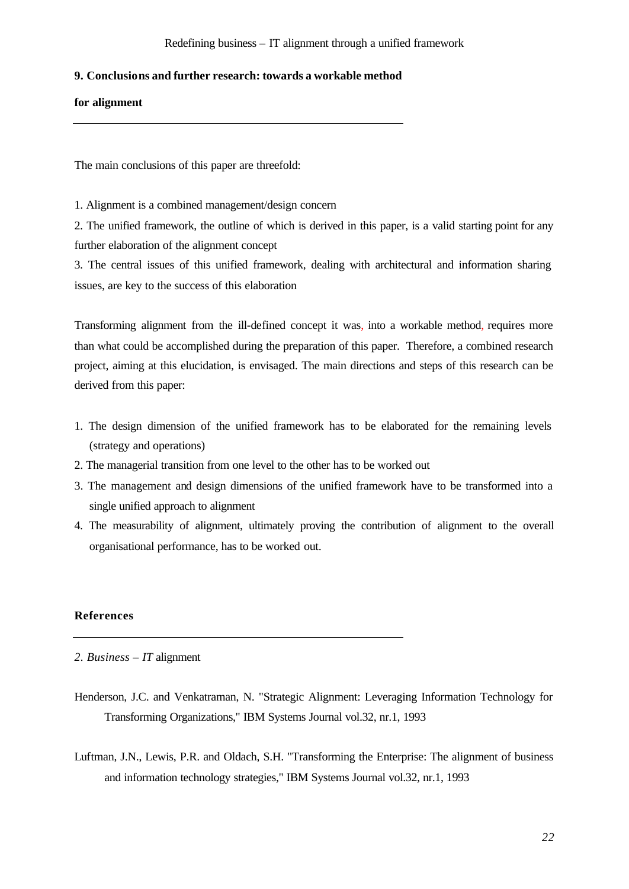## 9. Conclusions and further research: towards a workable method for alignment

The main conclusions of this paper are threefold:

1. Alignment is a combined management/design concern
2. The unified framework, the outline of which is derived in this paper, is a valid starting point for any further elaboration of the alignment concept
3. The central issues of this unified framework, dealing with architectural and information sharing issues, are key to the success of this elaboration

Transforming alignment from the ill-defined concept it was, into a workable method, requires more than what could be accomplished during the preparation of this paper. Therefore, a combined research project, aiming at this elucidation, is envisaged. The main directions and steps of this research can be derived from this paper:

1. The design dimension of the unified framework has to be elaborated for the remaining levels (strategy and operations)
2. The managerial transition from one level to the other has to be worked out
3. The management and design dimensions of the unified framework have to be transformed into a single unified approach to alignment
4. The measurability of alignment, ultimately proving the contribution of alignment to the overall organisational performance, has to be worked out.

## References

*2. Business – IT* alignment

Henderson, J.C. and Venkatraman, N. "Strategic Alignment: Leveraging Information Technology for Transforming Organizations," IBM Systems Journal vol.32, nr.1, 1993

Luftman, J.N., Lewis, P.R. and Oldach, S.H. "Transforming the Enterprise: The alignment of business and information technology strategies," IBM Systems Journal vol.32, nr.1, 1993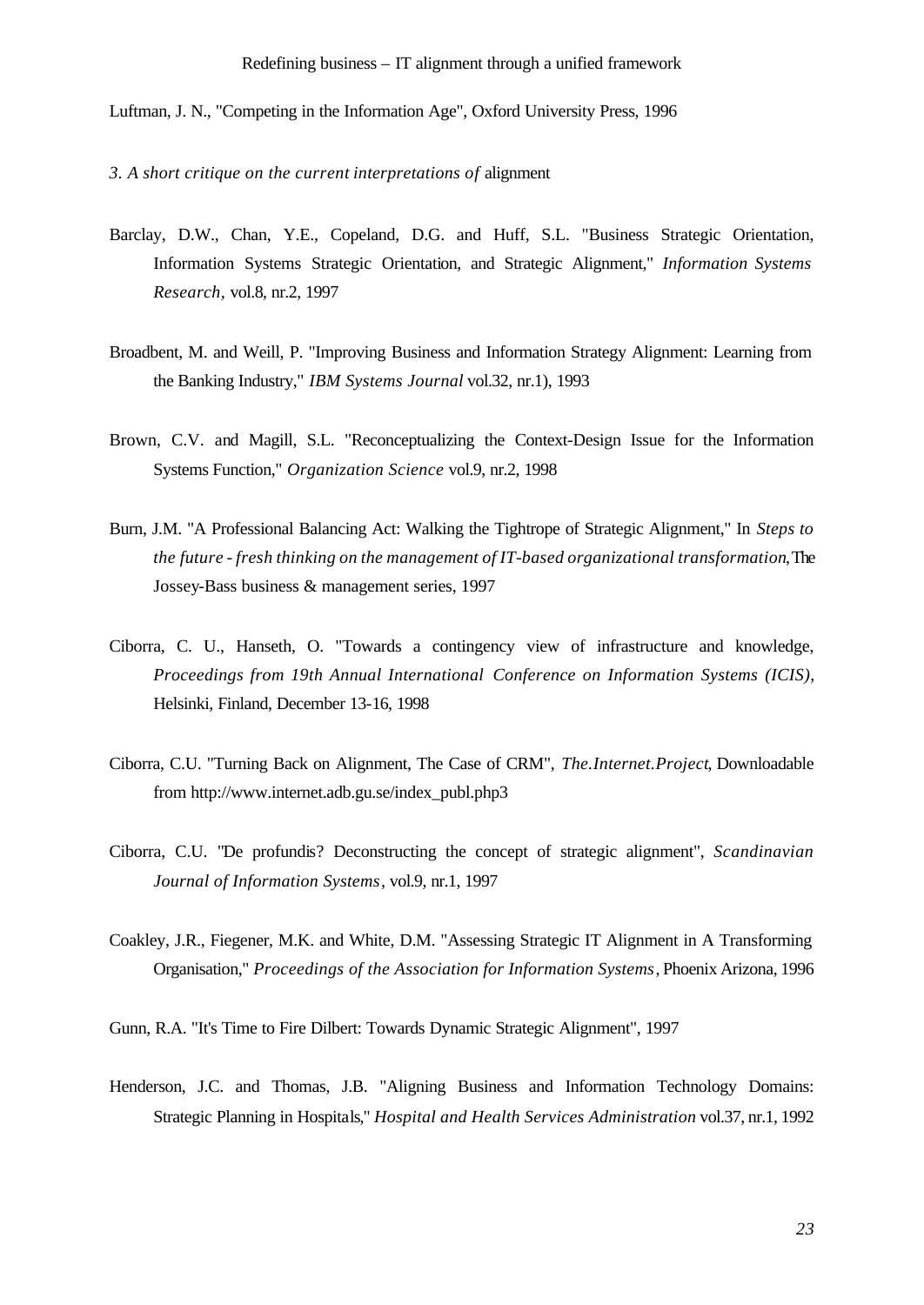Luftman, J. N., "Competing in the Information Age", Oxford University Press, 1996

*3. A short critique on the current interpretations of* alignment

Barclay, D.W., Chan, Y.E., Copeland, D.G. and Huff, S.L. "Business Strategic Orientation, Information Systems Strategic Orientation, and Strategic Alignment," *Information Systems Research,* vol.8, nr.2, 1997

Broadbent, M. and Weill, P. "Improving Business and Information Strategy Alignment: Learning from the Banking Industry," *IBM Systems Journal* vol.32, nr.1), 1993

Brown, C.V. and Magill, S.L. "Reconceptualizing the Context-Design Issue for the Information Systems Function," *Organization Science* vol.9, nr.2, 1998

Burn, J.M. "A Professional Balancing Act: Walking the Tightrope of Strategic Alignment," In *Steps to the future - fresh thinking on the management of IT-based organizational transformation*, The Jossey-Bass business & management series, 1997

Ciborra, C. U., Hanseth, O. "Towards a contingency view of infrastructure and knowledge, *Proceedings from 19th Annual International Conference on Information Systems (ICIS)*, Helsinki, Finland, December 13-16, 1998

Ciborra, C.U. "Turning Back on Alignment, The Case of CRM", *The.Internet.Project*, Downloadable from http://www.internet.adb.gu.se/index_publ.php3

Ciborra, C.U. "De profundis? Deconstructing the concept of strategic alignment", *Scandinavian Journal of Information Systems*, vol.9, nr.1, 1997

Coakley, J.R., Fiegener, M.K. and White, D.M. "Assessing Strategic IT Alignment in A Transforming Organisation," *Proceedings of the Association for Information Systems*, Phoenix Arizona, 1996

Gunn, R.A. "It's Time to Fire Dilbert: Towards Dynamic Strategic Alignment", 1997

Henderson, J.C. and Thomas, J.B. "Aligning Business and Information Technology Domains: Strategic Planning in Hospitals," *Hospital and Health Services Administration* vol.37, nr.1, 1992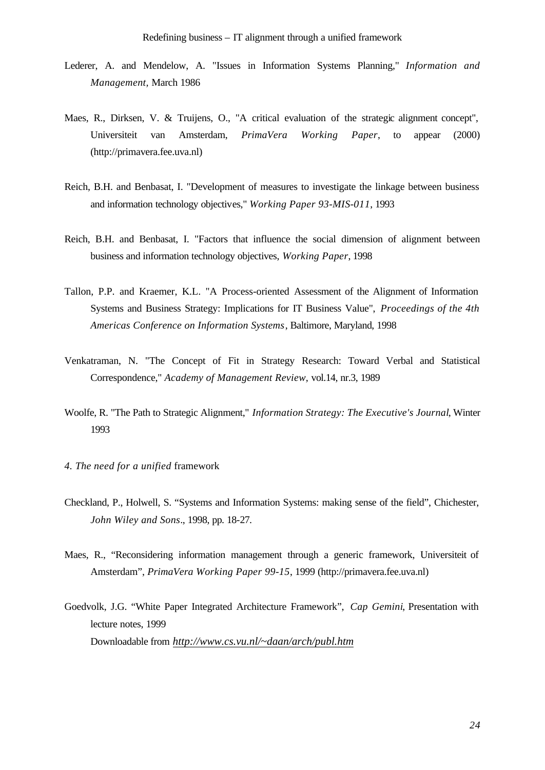Lederer, A. and Mendelow, A. "Issues in Information Systems Planning," *Information and Management*, March 1986

Maes, R., Dirksen, V. & Truijens, O., "A critical evaluation of the strategic alignment concept", Universiteit van Amsterdam, *PrimaVera Working Paper*, to appear (2000) (http://primavera.fee.uva.nl)

Reich, B.H. and Benbasat, I. "Development of measures to investigate the linkage between business and information technology objectives," *Working Paper 93-MIS-011*, 1993

Reich, B.H. and Benbasat, I. "Factors that influence the social dimension of alignment between business and information technology objectives, *Working Paper*, 1998

Tallon, P.P. and Kraemer, K.L. "A Process-oriented Assessment of the Alignment of Information Systems and Business Strategy: Implications for IT Business Value", *Proceedings of the 4th Americas Conference on Information Systems*, Baltimore, Maryland, 1998

Venkatraman, N. "The Concept of Fit in Strategy Research: Toward Verbal and Statistical Correspondence," *Academy of Management Review*, vol.14, nr.3, 1989

Woolfe, R. "The Path to Strategic Alignment," *Information Strategy: The Executive's Journal*, Winter 1993

*4. The need for a unified* framework

Checkland, P., Holwell, S. "Systems and Information Systems: making sense of the field", Chichester, *John Wiley and Sons*., 1998, pp. 18-27.

Maes, R., "Reconsidering information management through a generic framework, Universiteit of Amsterdam", *PrimaVera Working Paper 99-15*, 1999 (http://primavera.fee.uva.nl)

Goedvolk, J.G. "White Paper Integrated Architecture Framework", *Cap Gemini*, Presentation with lecture notes, 1999
Downloadable from *http://www.cs.vu.nl/~daan/arch/publ.htm*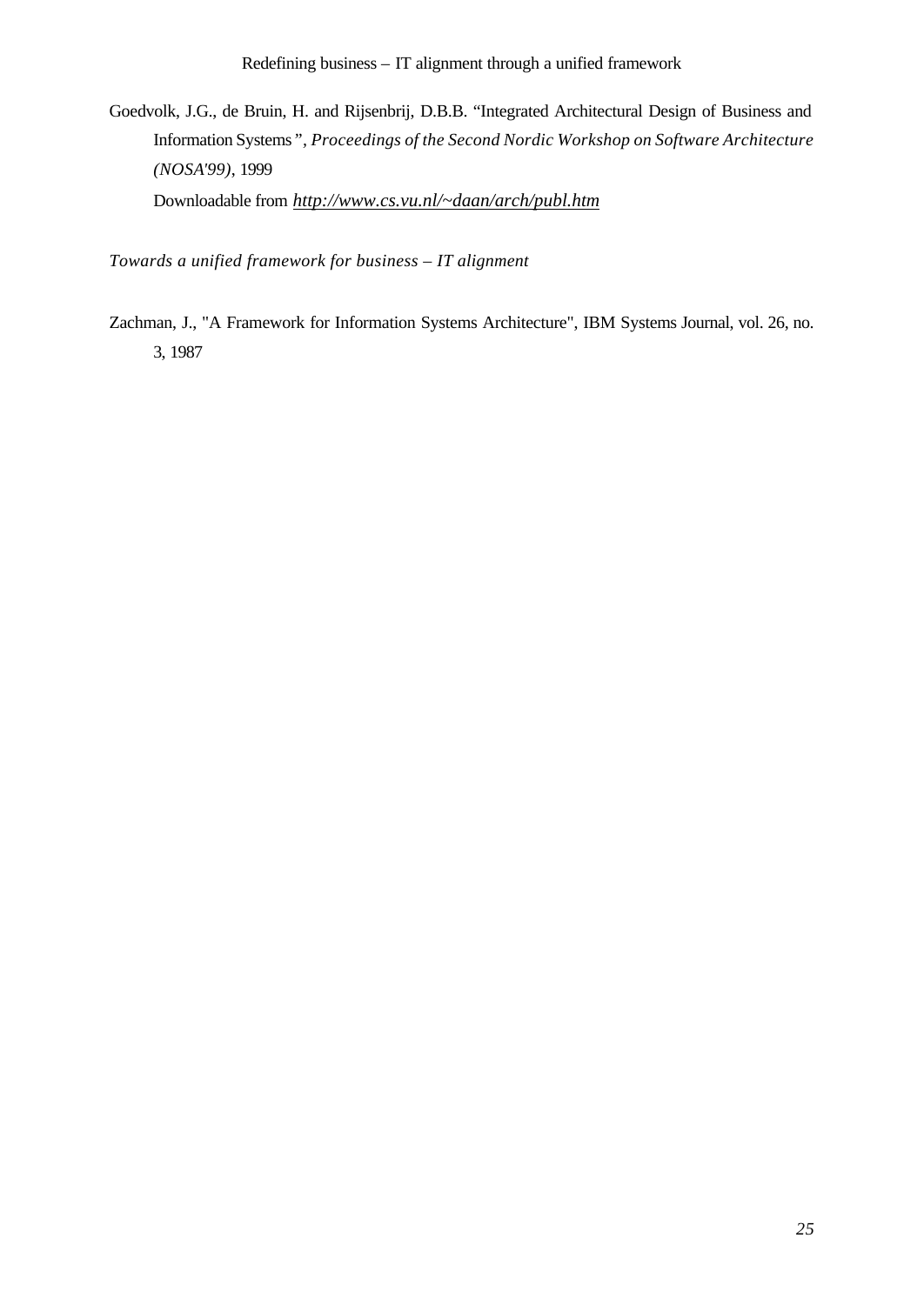Goedvolk, J.G., de Bruin, H. and Rijsenbrij, D.B.B. "Integrated Architectural Design of Business and Information Systems", *Proceedings of the Second Nordic Workshop on Software Architecture (NOSA'99)*, 1999

Downloadable from *http://www.cs.vu.nl/~daan/arch/publ.htm*

*Towards a unified framework for business – IT alignment*

Zachman, J., "A Framework for Information Systems Architecture", IBM Systems Journal, vol. 26, no. 3, 1987